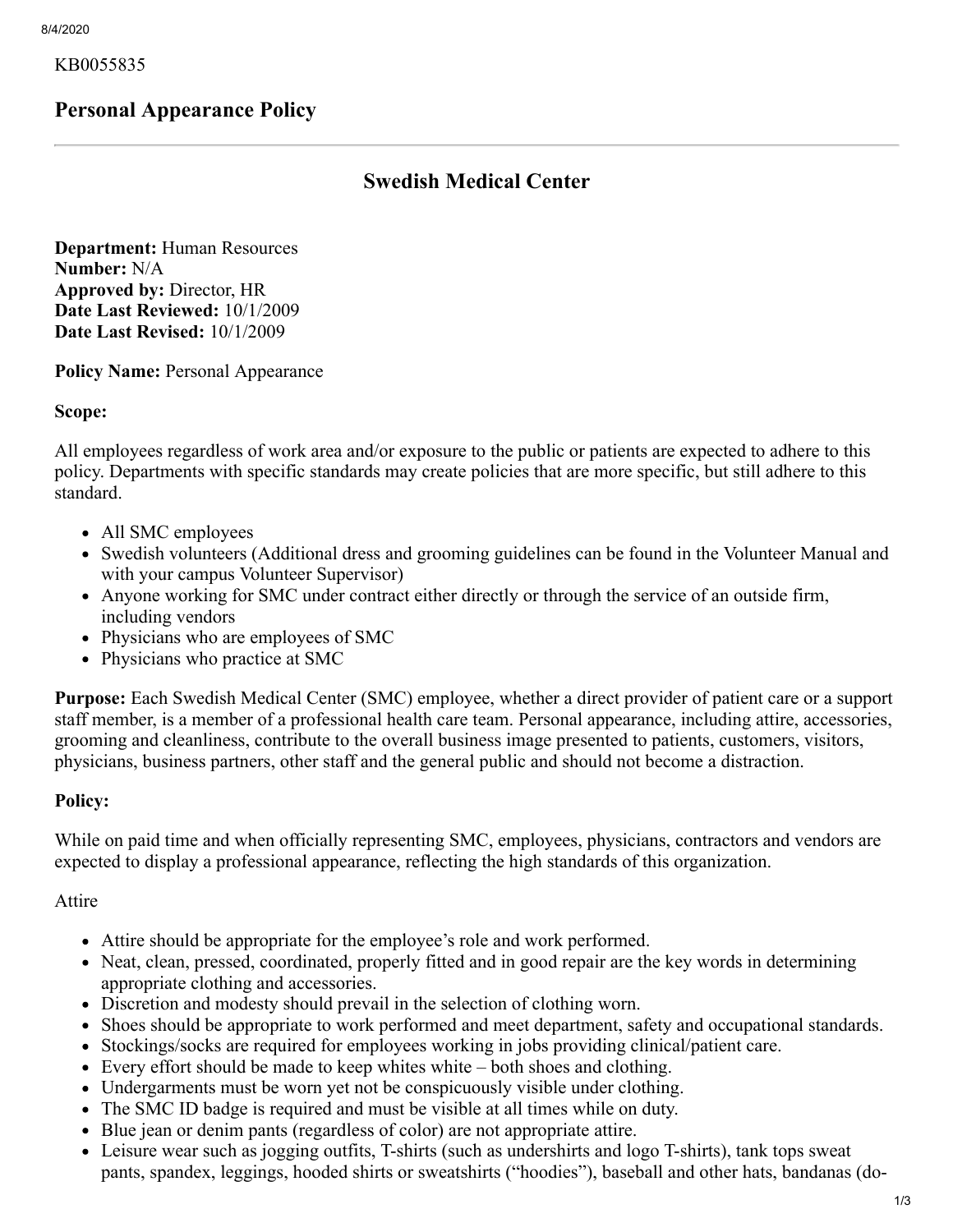KB0055835

# Personal Appearance Policy

---

## Swedish Medical Center

**Department:** Human Resources
**Number:** N/A
**Approved by:** Director, HR
**Date Last Reviewed:** 10/1/2009
**Date Last Revised:** 10/1/2009

**Policy Name:** Personal Appearance

**Scope:**

All employees regardless of work area and/or exposure to the public or patients are expected to adhere to this policy. Departments with specific standards may create policies that are more specific, but still adhere to this standard.

- All SMC employees
- Swedish volunteers (Additional dress and grooming guidelines can be found in the Volunteer Manual and with your campus Volunteer Supervisor)
- Anyone working for SMC under contract either directly or through the service of an outside firm, including vendors
- Physicians who are employees of SMC
- Physicians who practice at SMC

**Purpose:** Each Swedish Medical Center (SMC) employee, whether a direct provider of patient care or a support staff member, is a member of a professional health care team. Personal appearance, including attire, accessories, grooming and cleanliness, contribute to the overall business image presented to patients, customers, visitors, physicians, business partners, other staff and the general public and should not become a distraction.

**Policy:**

While on paid time and when officially representing SMC, employees, physicians, contractors and vendors are expected to display a professional appearance, reflecting the high standards of this organization.

Attire

- Attire should be appropriate for the employee's role and work performed.
- Neat, clean, pressed, coordinated, properly fitted and in good repair are the key words in determining appropriate clothing and accessories.
- Discretion and modesty should prevail in the selection of clothing worn.
- Shoes should be appropriate to work performed and meet department, safety and occupational standards.
- Stockings/socks are required for employees working in jobs providing clinical/patient care.
- Every effort should be made to keep whites white – both shoes and clothing.
- Undergarments must be worn yet not be conspicuously visible under clothing.
- The SMC ID badge is required and must be visible at all times while on duty.
- Blue jean or denim pants (regardless of color) are not appropriate attire.
- Leisure wear such as jogging outfits, T-shirts (such as undershirts and logo T-shirts), tank tops sweat pants, spandex, leggings, hooded shirts or sweatshirts ("hoodies"), baseball and other hats, bandanas (do-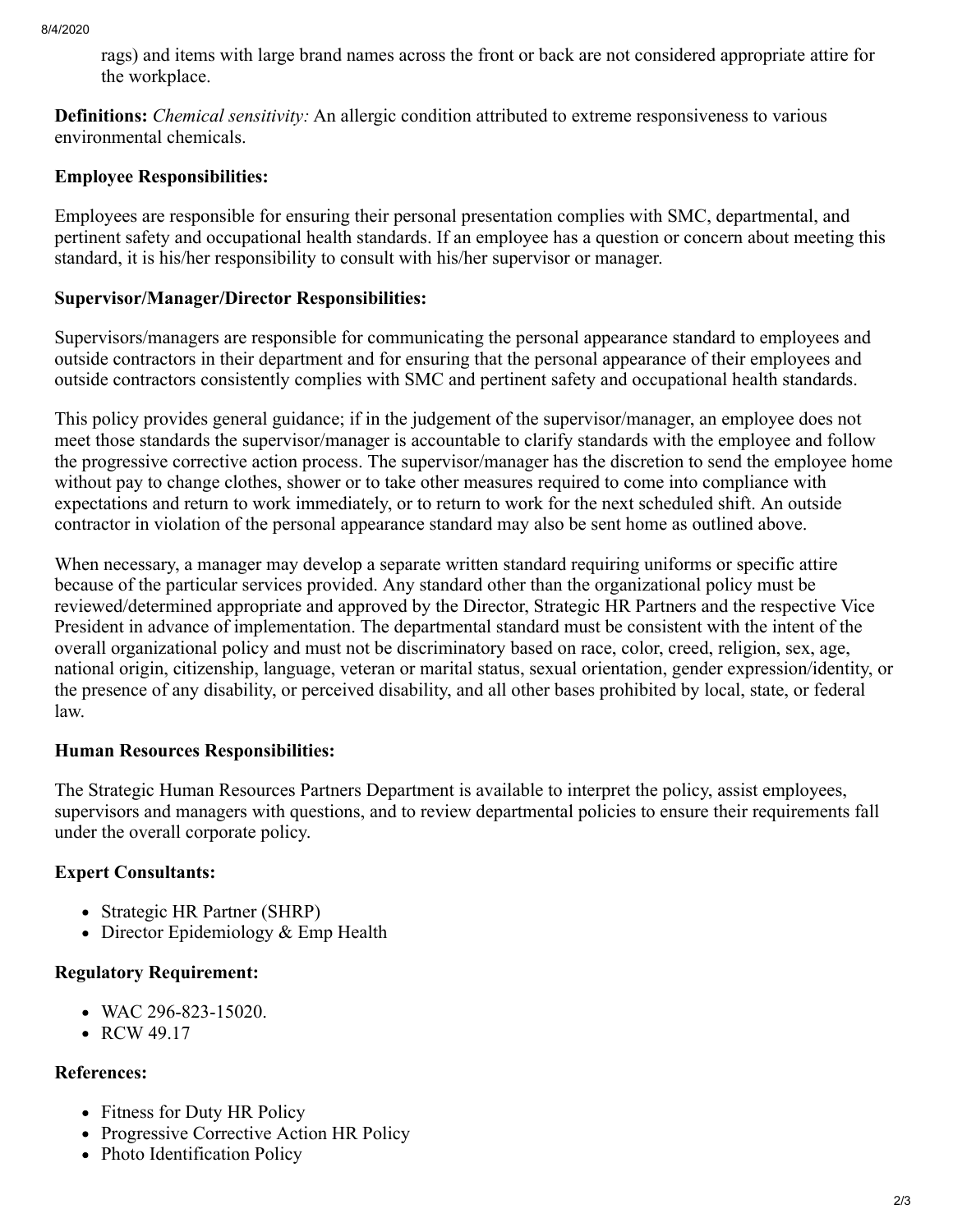rags) and items with large brand names across the front or back are not considered appropriate attire for the workplace.

**Definitions:** *Chemical sensitivity:* An allergic condition attributed to extreme responsiveness to various environmental chemicals.

**Employee Responsibilities:**

Employees are responsible for ensuring their personal presentation complies with SMC, departmental, and pertinent safety and occupational health standards. If an employee has a question or concern about meeting this standard, it is his/her responsibility to consult with his/her supervisor or manager.

**Supervisor/Manager/Director Responsibilities:**

Supervisors/managers are responsible for communicating the personal appearance standard to employees and outside contractors in their department and for ensuring that the personal appearance of their employees and outside contractors consistently complies with SMC and pertinent safety and occupational health standards.

This policy provides general guidance; if in the judgement of the supervisor/manager, an employee does not meet those standards the supervisor/manager is accountable to clarify standards with the employee and follow the progressive corrective action process. The supervisor/manager has the discretion to send the employee home without pay to change clothes, shower or to take other measures required to come into compliance with expectations and return to work immediately, or to return to work for the next scheduled shift. An outside contractor in violation of the personal appearance standard may also be sent home as outlined above.

When necessary, a manager may develop a separate written standard requiring uniforms or specific attire because of the particular services provided. Any standard other than the organizational policy must be reviewed/determined appropriate and approved by the Director, Strategic HR Partners and the respective Vice President in advance of implementation. The departmental standard must be consistent with the intent of the overall organizational policy and must not be discriminatory based on race, color, creed, religion, sex, age, national origin, citizenship, language, veteran or marital status, sexual orientation, gender expression/identity, or the presence of any disability, or perceived disability, and all other bases prohibited by local, state, or federal law.

**Human Resources Responsibilities:**

The Strategic Human Resources Partners Department is available to interpret the policy, assist employees, supervisors and managers with questions, and to review departmental policies to ensure their requirements fall under the overall corporate policy.

**Expert Consultants:**

- Strategic HR Partner (SHRP)
- Director Epidemiology & Emp Health

**Regulatory Requirement:**

- WAC 296-823-15020.
- RCW 49.17

**References:**

- Fitness for Duty HR Policy
- Progressive Corrective Action HR Policy
- Photo Identification Policy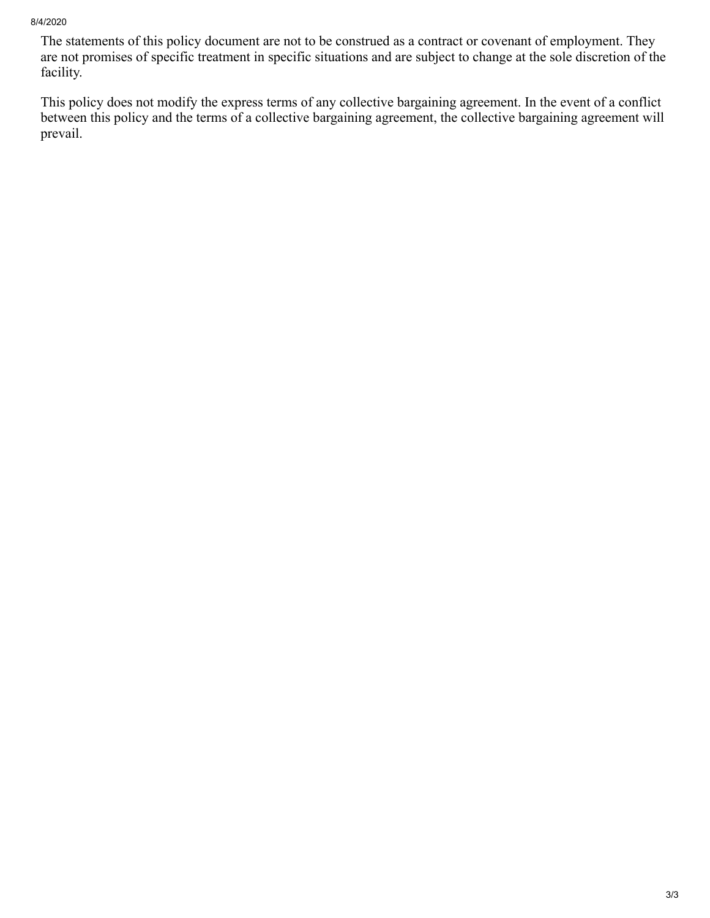The statements of this policy document are not to be construed as a contract or covenant of employment. They are not promises of specific treatment in specific situations and are subject to change at the sole discretion of the facility.

This policy does not modify the express terms of any collective bargaining agreement. In the event of a conflict between this policy and the terms of a collective bargaining agreement, the collective bargaining agreement will prevail.